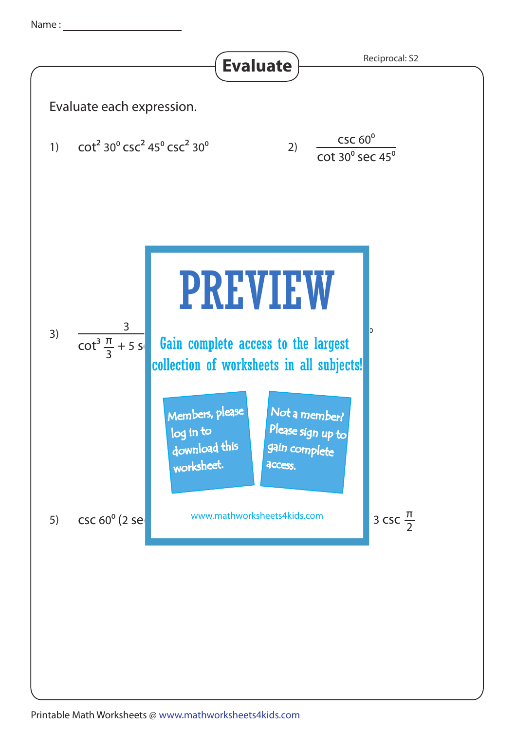Name : ____________________

# Evaluate

Reciprocal: S2

Evaluate each expression.

1) $\cot^2 30^0 \csc^2 45^0 \csc^2 30^0$

2) $\dfrac{\csc 60^0}{\cot 30^0 \sec 45^0}$

3) $\dfrac{3}{\cot^3 \frac{\pi}{3} + 5 \text{ s}}$

# PREVIEW

Gain complete access to the largest collection of worksheets in all subjects!

Members, please log in to download this worksheet.

Not a member? Please sign up to gain complete access.

www.mathworksheets4kids.com

5) $\csc 60^0 (2 \text{ se}$

$3 \csc \frac{\pi}{2}$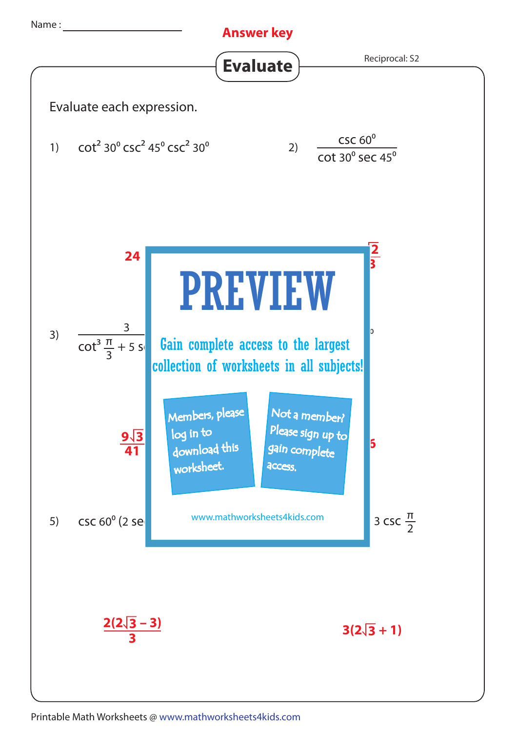Name :

**Answer key**

# Evaluate

Reciprocal: S2

Evaluate each expression.

1) $\cot^2 30^0 \csc^2 45^0 \csc^2 30^0$

2) $\dfrac{\csc 60^0}{\cot 30^0 \sec 45^0}$

**24**

**$\sqrt{2}$ / 3**

3) $\dfrac{3}{\cot^3 \frac{\pi}{3} + 5\ \text{s}}$

**PREVIEW**

Gain complete access to the largest collection of worksheets in all subjects!

Members, please log in to download this worksheet.

Not a member? Please sign up to gain complete access.

www.mathworksheets4kids.com

**$\dfrac{9\sqrt{3}}{41}$**

**6**

5) $\csc 60^0$ (2 se

$3 \csc \frac{\pi}{2}$

**$\dfrac{2(2\sqrt{3} - 3)}{3}$**

**$3(2\sqrt{3} + 1)$**

Printable Math Worksheets @ www.mathworksheets4kids.com